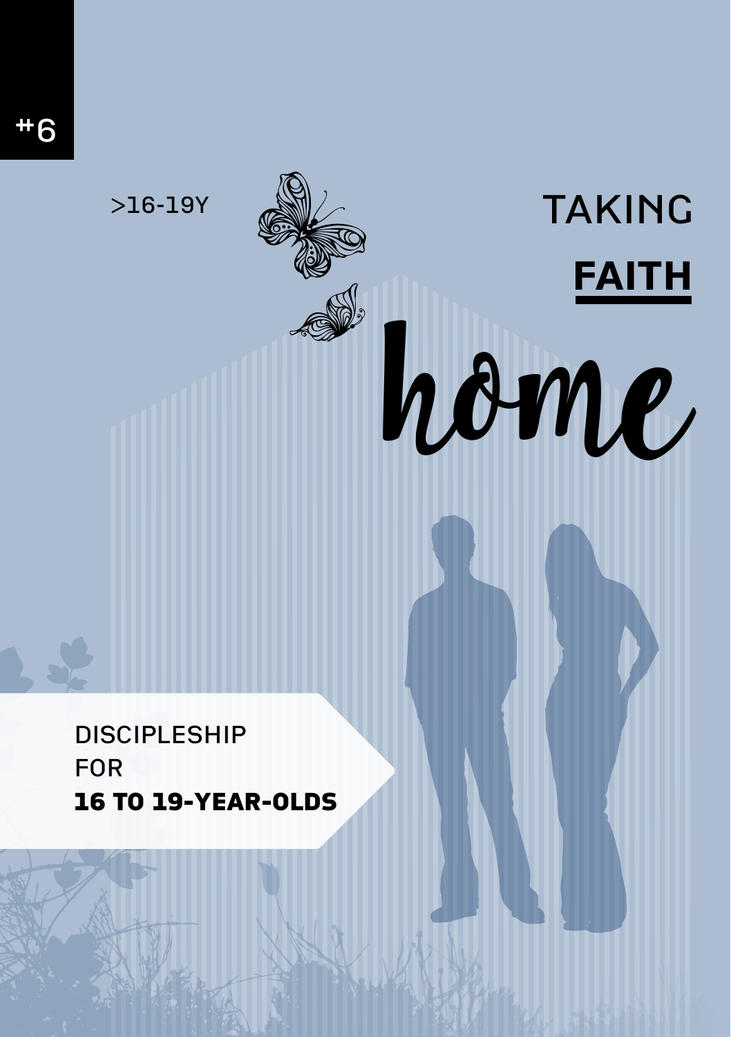#6

>16-19Y

# TAKING **FAITH** home

DISCIPLESHIP
FOR
**16 TO 19-YEAR-OLDS**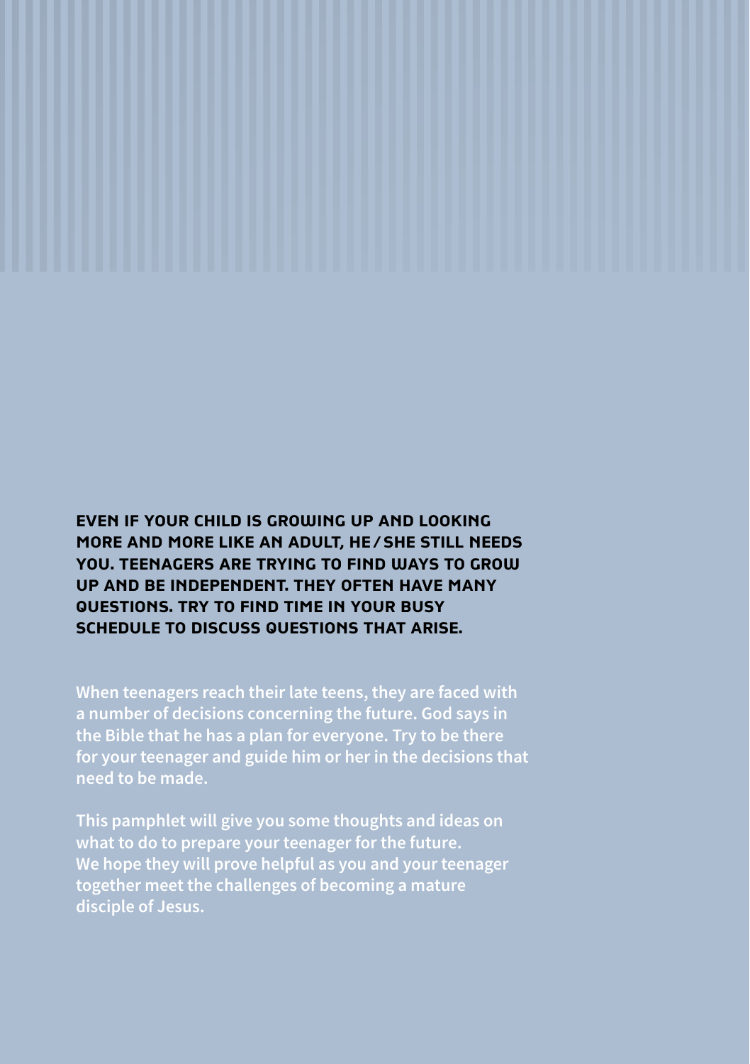**EVEN IF YOUR CHILD IS GROWING UP AND LOOKING MORE AND MORE LIKE AN ADULT, HE / SHE STILL NEEDS YOU. TEENAGERS ARE TRYING TO FIND WAYS TO GROW UP AND BE INDEPENDENT. THEY OFTEN HAVE MANY QUESTIONS. TRY TO FIND TIME IN YOUR BUSY SCHEDULE TO DISCUSS QUESTIONS THAT ARISE.**

When teenagers reach their late teens, they are faced with a number of decisions concerning the future. God says in the Bible that he has a plan for everyone. Try to be there for your teenager and guide him or her in the decisions that need to be made.

This pamphlet will give you some thoughts and ideas on what to do to prepare your teenager for the future. We hope they will prove helpful as you and your teenager together meet the challenges of becoming a mature disciple of Jesus.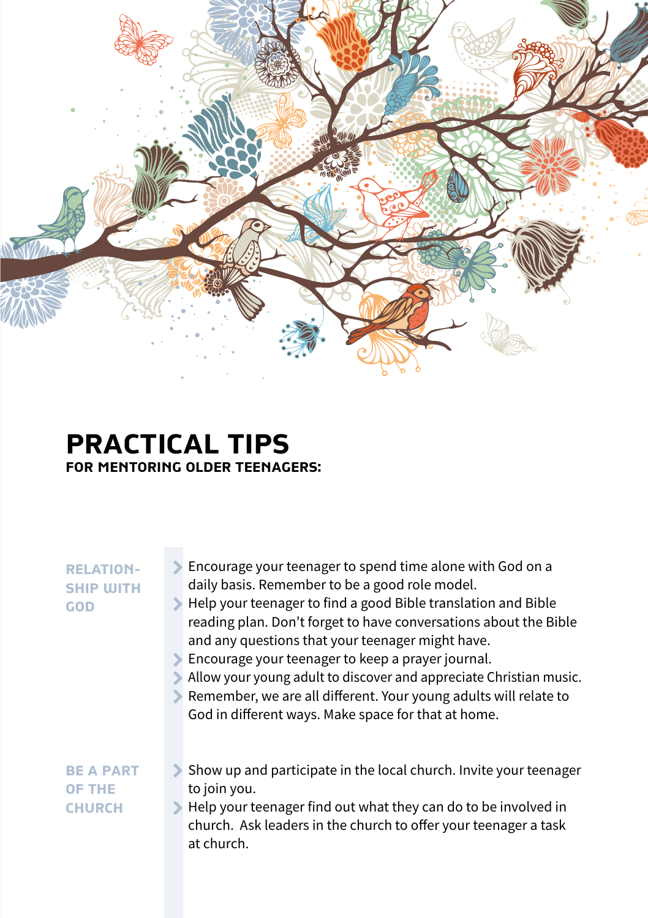# PRACTICAL TIPS

**FOR MENTORING OLDER TEENAGERS:**

### RELATIONSHIP WITH GOD

- Encourage your teenager to spend time alone with God on a daily basis. Remember to be a good role model.
- Help your teenager to find a good Bible translation and Bible reading plan. Don't forget to have conversations about the Bible and any questions that your teenager might have.
- Encourage your teenager to keep a prayer journal.
- Allow your young adult to discover and appreciate Christian music.
- Remember, we are all different. Your young adults will relate to God in different ways. Make space for that at home.

### BE A PART OF THE CHURCH

- Show up and participate in the local church. Invite your teenager to join you.
- Help your teenager find out what they can do to be involved in church.  Ask leaders in the church to offer your teenager a task at church.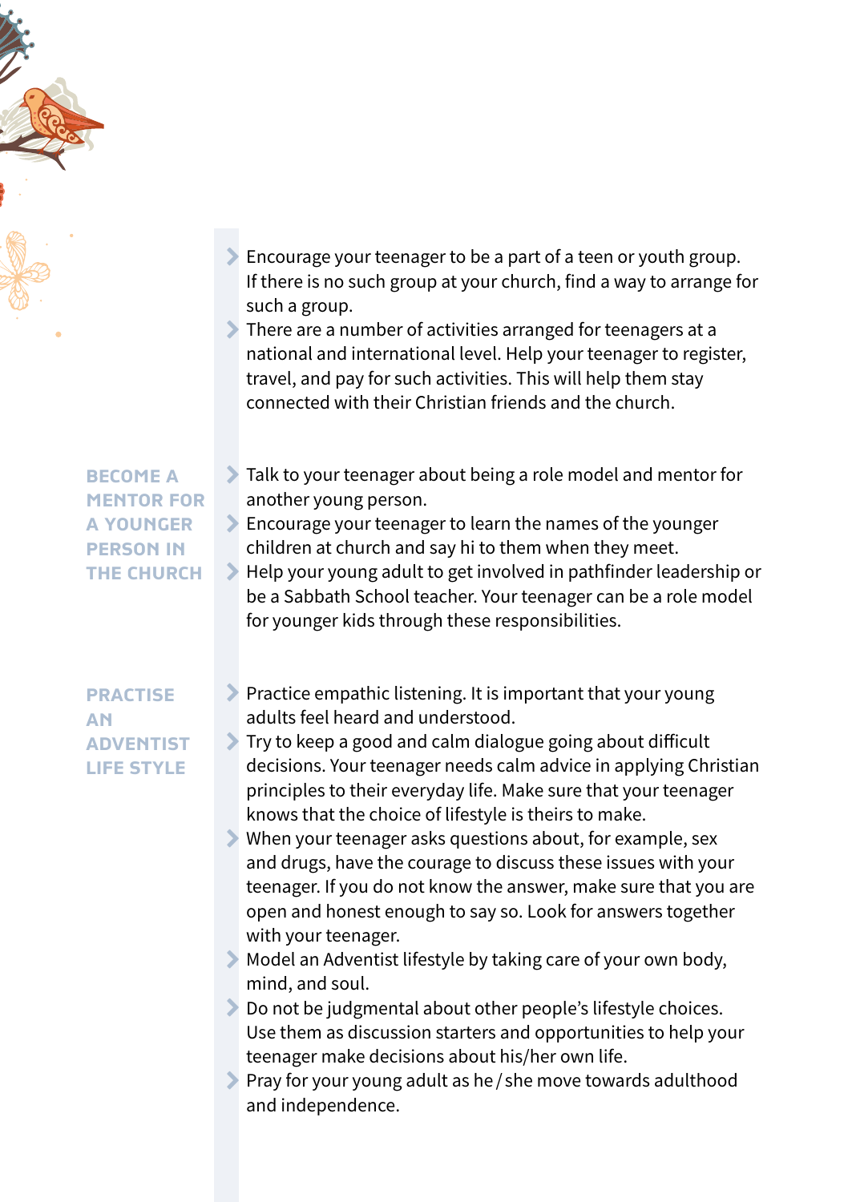- Encourage your teenager to be a part of a teen or youth group. If there is no such group at your church, find a way to arrange for such a group.
- There are a number of activities arranged for teenagers at a national and international level. Help your teenager to register, travel, and pay for such activities. This will help them stay connected with their Christian friends and the church.

## BECOME A MENTOR FOR A YOUNGER PERSON IN THE CHURCH

- Talk to your teenager about being a role model and mentor for another young person.
- Encourage your teenager to learn the names of the younger children at church and say hi to them when they meet.
- Help your young adult to get involved in pathfinder leadership or be a Sabbath School teacher. Your teenager can be a role model for younger kids through these responsibilities.

## PRACTISE AN ADVENTIST LIFE STYLE

- Practice empathic listening. It is important that your young adults feel heard and understood.
- Try to keep a good and calm dialogue going about difficult decisions. Your teenager needs calm advice in applying Christian principles to their everyday life. Make sure that your teenager knows that the choice of lifestyle is theirs to make.
- When your teenager asks questions about, for example, sex and drugs, have the courage to discuss these issues with your teenager. If you do not know the answer, make sure that you are open and honest enough to say so. Look for answers together with your teenager.
- Model an Adventist lifestyle by taking care of your own body, mind, and soul.
- Do not be judgmental about other people's lifestyle choices. Use them as discussion starters and opportunities to help your teenager make decisions about his/her own life.
- Pray for your young adult as he / she move towards adulthood and independence.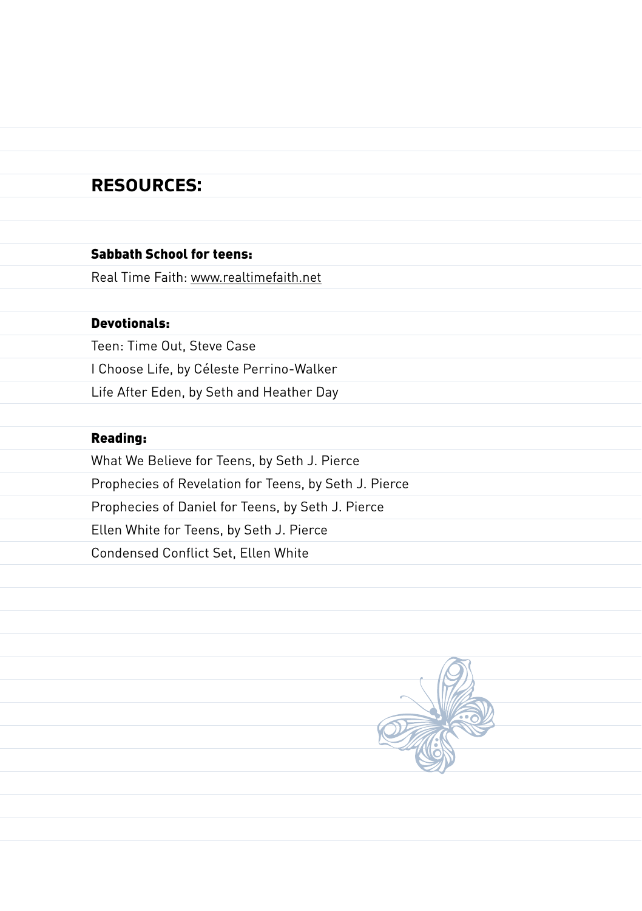## RESOURCES:

### Sabbath School for teens:

Real Time Faith: www.realtimefaith.net

### Devotionals:

Teen: Time Out, Steve Case

I Choose Life, by Céleste Perrino-Walker

Life After Eden, by Seth and Heather Day

### Reading:

What We Believe for Teens, by Seth J. Pierce

Prophecies of Revelation for Teens, by Seth J. Pierce

Prophecies of Daniel for Teens, by Seth J. Pierce

Ellen White for Teens, by Seth J. Pierce

Condensed Conflict Set, Ellen White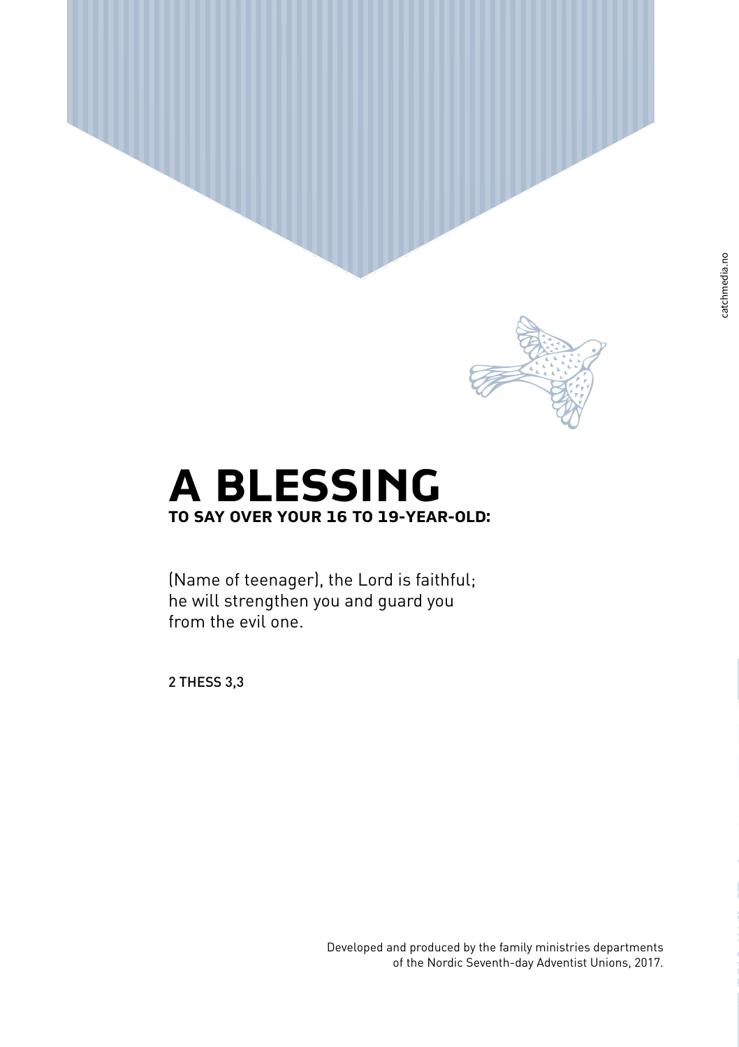# A BLESSING

**TO SAY OVER YOUR 16 TO 19-YEAR-OLD:**

(Name of teenager), the Lord is faithful;
he will strengthen you and guard you
from the evil one.

2 THESS 3,3

Developed and produced by the family ministries departments
of the Nordic Seventh-day Adventist Unions, 2017.

catchmedia.no